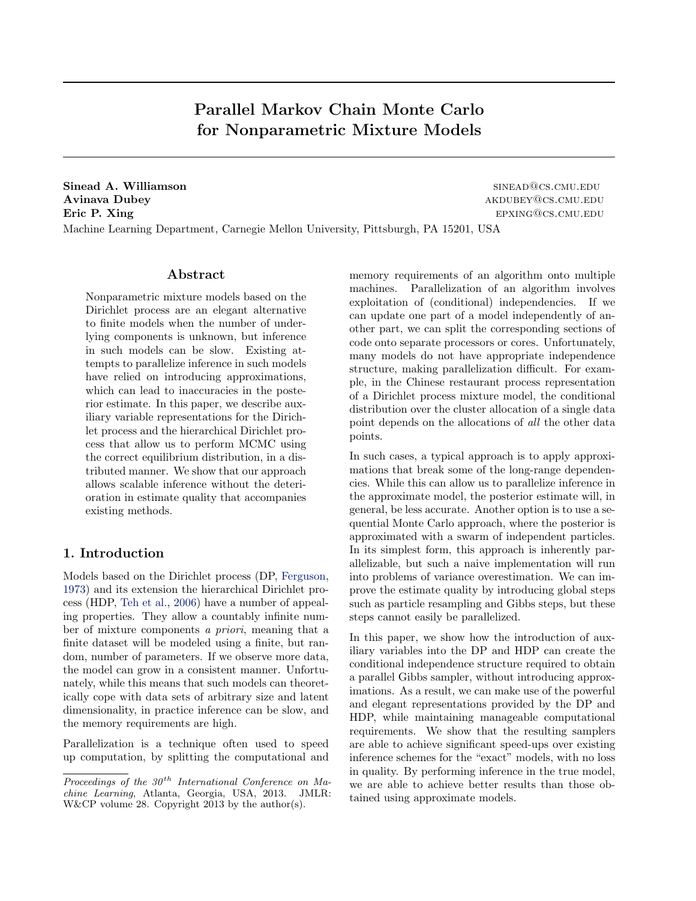# Parallel Markov Chain Monte Carlo for Nonparametric Mixture Models

**Sinead A. Williamson** SINEAD@CS.CMU.EDU
**Avinava Dubey** AKDUBEY@CS.CMU.EDU
**Eric P. Xing** EPXING@CS.CMU.EDU
Machine Learning Department, Carnegie Mellon University, Pittsburgh, PA 15201, USA

## Abstract

Nonparametric mixture models based on the Dirichlet process are an elegant alternative to finite models when the number of underlying components is unknown, but inference in such models can be slow. Existing attempts to parallelize inference in such models have relied on introducing approximations, which can lead to inaccuracies in the posterior estimate. In this paper, we describe auxiliary variable representations for the Dirichlet process and the hierarchical Dirichlet process that allow us to perform MCMC using the correct equilibrium distribution, in a distributed manner. We show that our approach allows scalable inference without the deterioration in estimate quality that accompanies existing methods.

## 1. Introduction

Models based on the Dirichlet process (DP, Ferguson, 1973) and its extension the hierarchical Dirichlet process (HDP, Teh et al., 2006) have a number of appealing properties. They allow a countably infinite number of mixture components *a priori*, meaning that a finite dataset will be modeled using a finite, but random, number of parameters. If we observe more data, the model can grow in a consistent manner. Unfortunately, while this means that such models can theoretically cope with data sets of arbitrary size and latent dimensionality, in practice inference can be slow, and the memory requirements are high.

Parallelization is a technique often used to speed up computation, by splitting the computational and memory requirements of an algorithm onto multiple machines. Parallelization of an algorithm involves exploitation of (conditional) independencies. If we can update one part of a model independently of another part, we can split the corresponding sections of code onto separate processors or cores. Unfortunately, many models do not have appropriate independence structure, making parallelization difficult. For example, in the Chinese restaurant process representation of a Dirichlet process mixture model, the conditional distribution over the cluster allocation of a single data point depends on the allocations of *all* the other data points.

In such cases, a typical approach is to apply approximations that break some of the long-range dependencies. While this can allow us to parallelize inference in the approximate model, the posterior estimate will, in general, be less accurate. Another option is to use a sequential Monte Carlo approach, where the posterior is approximated with a swarm of independent particles. In its simplest form, this approach is inherently parallelizable, but such a naive implementation will run into problems of variance overestimation. We can improve the estimate quality by introducing global steps such as particle resampling and Gibbs steps, but these steps cannot easily be parallelized.

In this paper, we show how the introduction of auxiliary variables into the DP and HDP can create the conditional independence structure required to obtain a parallel Gibbs sampler, without introducing approximations. As a result, we can make use of the powerful and elegant representations provided by the DP and HDP, while maintaining manageable computational requirements. We show that the resulting samplers are able to achieve significant speed-ups over existing inference schemes for the "exact" models, with no loss in quality. By performing inference in the true model, we are able to achieve better results than those obtained using approximate models.

---

*Proceedings of the 30th International Conference on Machine Learning*, Atlanta, Georgia, USA, 2013. JMLR: W&CP volume 28. Copyright 2013 by the author(s).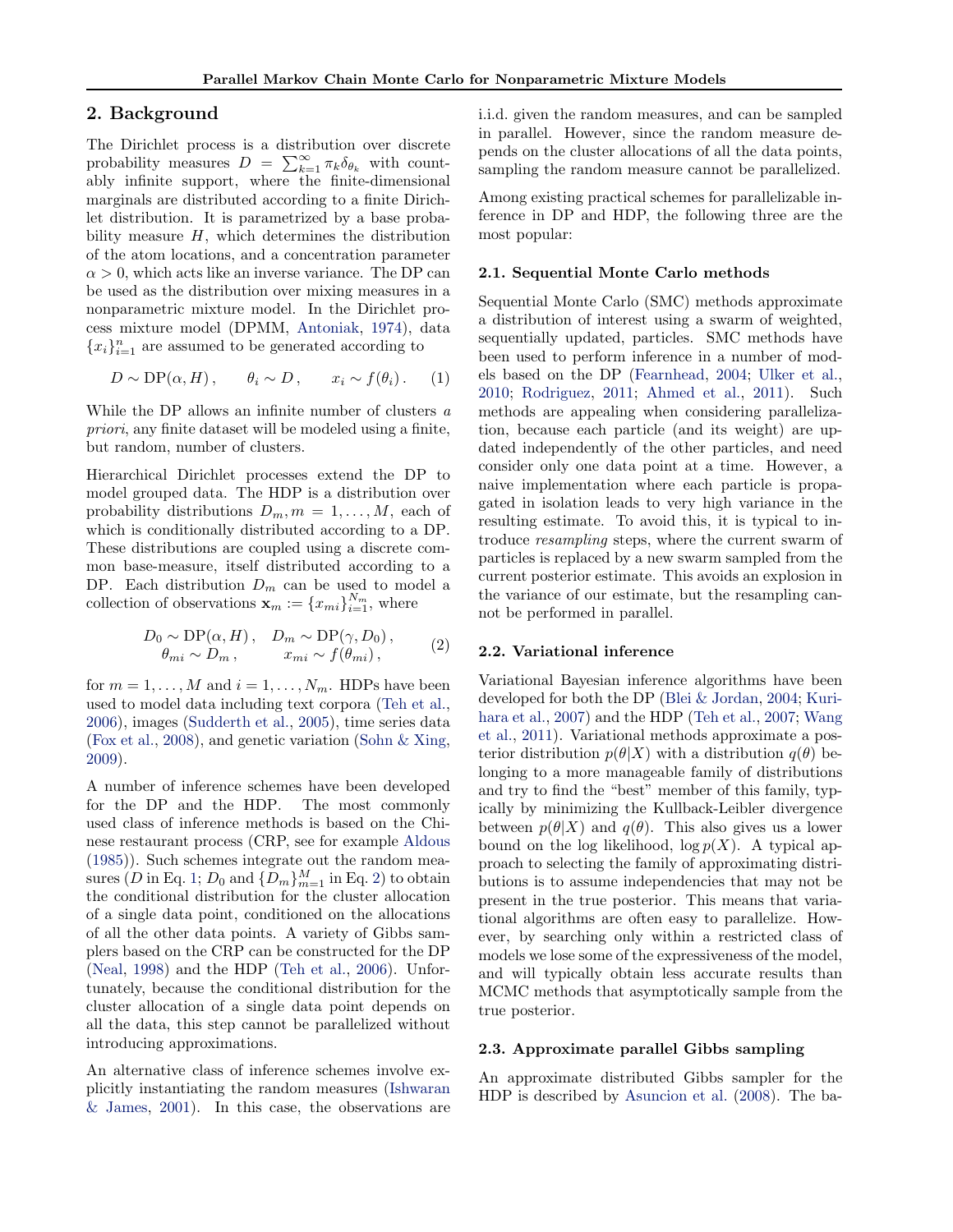## 2. Background

The Dirichlet process is a distribution over discrete probability measures $D = \sum_{k=1}^{\infty} \pi_k \delta_{\theta_k}$ with countably infinite support, where the finite-dimensional marginals are distributed according to a finite Dirichlet distribution. It is parametrized by a base probability measure $H$, which determines the distribution of the atom locations, and a concentration parameter $\alpha > 0$, which acts like an inverse variance. The DP can be used as the distribution over mixing measures in a nonparametric mixture model. In the Dirichlet process mixture model (DPMM, Antoniak, 1974), data $\{x_i\}_{i=1}^n$ are assumed to be generated according to

$$D \sim \mathrm{DP}(\alpha, H), \qquad \theta_i \sim D, \qquad x_i \sim f(\theta_i). \qquad (1)$$

While the DP allows an infinite number of clusters *a priori*, any finite dataset will be modeled using a finite, but random, number of clusters.

Hierarchical Dirichlet processes extend the DP to model grouped data. The HDP is a distribution over probability distributions $D_m, m = 1, \dots, M$, each of which is conditionally distributed according to a DP. These distributions are coupled using a discrete common base-measure, itself distributed according to a DP. Each distribution $D_m$ can be used to model a collection of observations $\mathbf{x}_m := \{x_{mi}\}_{i=1}^{N_m}$, where

$$\begin{aligned} D_0 &\sim \mathrm{DP}(\alpha, H), \quad & D_m &\sim \mathrm{DP}(\gamma, D_0), \\ \theta_{mi} &\sim D_m, & x_{mi} &\sim f(\theta_{mi}), \end{aligned} \qquad (2)$$

for $m = 1, \dots, M$ and $i = 1, \dots, N_m$. HDPs have been used to model data including text corpora (Teh et al., 2006), images (Sudderth et al., 2005), time series data (Fox et al., 2008), and genetic variation (Sohn & Xing, 2009).

A number of inference schemes have been developed for the DP and the HDP. The most commonly used class of inference methods is based on the Chinese restaurant process (CRP, see for example Aldous (1985)). Such schemes integrate out the random measures ($D$ in Eq. 1; $D_0$ and $\{D_m\}_{m=1}^M$ in Eq. 2) to obtain the conditional distribution for the cluster allocation of a single data point, conditioned on the allocations of all the other data points. A variety of Gibbs samplers based on the CRP can be constructed for the DP (Neal, 1998) and the HDP (Teh et al., 2006). Unfortunately, because the conditional distribution for the cluster allocation of a single data point depends on all the data, this step cannot be parallelized without introducing approximations.

An alternative class of inference schemes involve explicitly instantiating the random measures (Ishwaran & James, 2001). In this case, the observations are i.i.d. given the random measures, and can be sampled in parallel. However, since the random measure depends on the cluster allocations of all the data points, sampling the random measure cannot be parallelized.

Among existing practical schemes for parallelizable inference in DP and HDP, the following three are the most popular:

### 2.1. Sequential Monte Carlo methods

Sequential Monte Carlo (SMC) methods approximate a distribution of interest using a swarm of weighted, sequentially updated, particles. SMC methods have been used to perform inference in a number of models based on the DP (Fearnhead, 2004; Ulker et al., 2010; Rodriguez, 2011; Ahmed et al., 2011). Such methods are appealing when considering parallelization, because each particle (and its weight) are updated independently of the other particles, and need consider only one data point at a time. However, a naive implementation where each particle is propagated in isolation leads to very high variance in the resulting estimate. To avoid this, it is typical to introduce *resampling* steps, where the current swarm of particles is replaced by a new swarm sampled from the current posterior estimate. This avoids an explosion in the variance of our estimate, but the resampling cannot be performed in parallel.

### 2.2. Variational inference

Variational Bayesian inference algorithms have been developed for both the DP (Blei & Jordan, 2004; Kurihara et al., 2007) and the HDP (Teh et al., 2007; Wang et al., 2011). Variational methods approximate a posterior distribution $p(\theta|X)$ with a distribution $q(\theta)$ belonging to a more manageable family of distributions and try to find the "best" member of this family, typically by minimizing the Kullback-Leibler divergence between $p(\theta|X)$ and $q(\theta)$. This also gives us a lower bound on the log likelihood, $\log p(X)$. A typical approach to selecting the family of approximating distributions is to assume independencies that may not be present in the true posterior. This means that variational algorithms are often easy to parallelize. However, by searching only within a restricted class of models we lose some of the expressiveness of the model, and will typically obtain less accurate results than MCMC methods that asymptotically sample from the true posterior.

### 2.3. Approximate parallel Gibbs sampling

An approximate distributed Gibbs sampler for the HDP is described by Asuncion et al. (2008). The ba-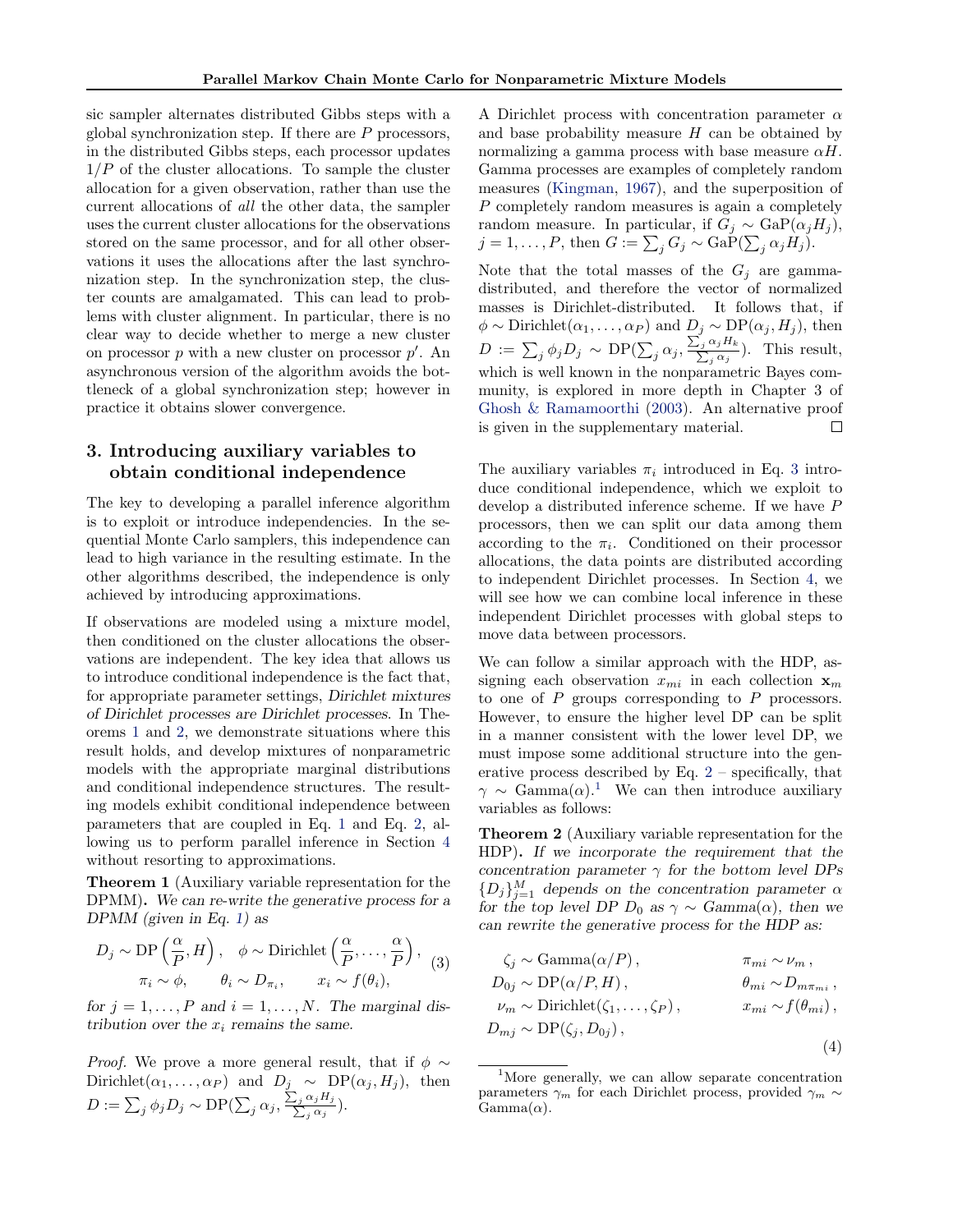sic sampler alternates distributed Gibbs steps with a global synchronization step. If there are $P$ processors, in the distributed Gibbs steps, each processor updates $1/P$ of the cluster allocations. To sample the cluster allocation for a given observation, rather than use the current allocations of *all* the other data, the sampler uses the current cluster allocations for the observations stored on the same processor, and for all other observations it uses the allocations after the last synchronization step. In the synchronization step, the cluster counts are amalgamated. This can lead to problems with cluster alignment. In particular, there is no clear way to decide whether to merge a new cluster on processor $p$ with a new cluster on processor $p'$. An asynchronous version of the algorithm avoids the bottleneck of a global synchronization step; however in practice it obtains slower convergence.

## 3. Introducing auxiliary variables to obtain conditional independence

The key to developing a parallel inference algorithm is to exploit or introduce independencies. In the sequential Monte Carlo samplers, this independence can lead to high variance in the resulting estimate. In the other algorithms described, the independence is only achieved by introducing approximations.

If observations are modeled using a mixture model, then conditioned on the cluster allocations the observations are independent. The key idea that allows us to introduce conditional independence is the fact that, for appropriate parameter settings, *Dirichlet mixtures of Dirichlet processes are Dirichlet processes*. In Theorems 1 and 2, we demonstrate situations where this result holds, and develop mixtures of nonparametric models with the appropriate marginal distributions and conditional independence structures. The resulting models exhibit conditional independence between parameters that are coupled in Eq. 1 and Eq. 2, allowing us to perform parallel inference in Section 4 without resorting to approximations.

**Theorem 1** (Auxiliary variable representation for the DPMM). *We can re-write the generative process for a DPMM (given in Eq. 1) as*

$$
\begin{aligned}
D_j \sim \mathrm{DP}\left(\frac{\alpha}{P}, H\right), \quad & \phi \sim \mathrm{Dirichlet}\left(\frac{\alpha}{P}, \ldots, \frac{\alpha}{P}\right), \\
\pi_i \sim \phi, \qquad \theta_i \sim D_{\pi_i}, & \qquad x_i \sim f(\theta_i),
\end{aligned}
\tag{3}
$$

*for $j = 1, \ldots, P$ and $i = 1, \ldots, N$. The marginal distribution over the $x_i$ remains the same.*

*Proof.* We prove a more general result, that if $\phi \sim \mathrm{Dirichlet}(\alpha_1, \ldots, \alpha_P)$ and $D_j \sim \mathrm{DP}(\alpha_j, H_j)$, then $D := \sum_j \phi_j D_j \sim \mathrm{DP}(\sum_j \alpha_j, \frac{\sum_j \alpha_j H_j}{\sum_j \alpha_j})$.

A Dirichlet process with concentration parameter $\alpha$ and base probability measure $H$ can be obtained by normalizing a gamma process with base measure $\alpha H$. Gamma processes are examples of completely random measures (Kingman, 1967), and the superposition of $P$ completely random measures is again a completely random measure. In particular, if $G_j \sim \mathrm{GaP}(\alpha_j H_j)$, $j = 1, \ldots, P$, then $G := \sum_j G_j \sim \mathrm{GaP}(\sum_j \alpha_j H_j)$.

Note that the total masses of the $G_j$ are gamma-distributed, and therefore the vector of normalized masses is Dirichlet-distributed. It follows that, if $\phi \sim \mathrm{Dirichlet}(\alpha_1, \ldots, \alpha_P)$ and $D_j \sim \mathrm{DP}(\alpha_j, H_j)$, then $D := \sum_j \phi_j D_j \sim \mathrm{DP}(\sum_j \alpha_j, \frac{\sum_j \alpha_j H_k}{\sum_j \alpha_j})$. This result, which is well known in the nonparametric Bayes community, is explored in more depth in Chapter 3 of Ghosh & Ramamoorthi (2003). An alternative proof is given in the supplementary material. □

The auxiliary variables $\pi_i$ introduced in Eq. 3 introduce conditional independence, which we exploit to develop a distributed inference scheme. If we have $P$ processors, then we can split our data among them according to the $\pi_i$. Conditioned on their processor allocations, the data points are distributed according to independent Dirichlet processes. In Section 4, we will see how we can combine local inference in these independent Dirichlet processes with global steps to move data between processors.

We can follow a similar approach with the HDP, assigning each observation $x_{mi}$ in each collection $\mathbf{x}_m$ to one of $P$ groups corresponding to $P$ processors. However, to ensure the higher level DP can be split in a manner consistent with the lower level DP, we must impose some additional structure into the generative process described by Eq. 2 – specifically, that $\gamma \sim \mathrm{Gamma}(\alpha)$.[1] We can then introduce auxiliary variables as follows:

**Theorem 2** (Auxiliary variable representation for the HDP). *If we incorporate the requirement that the concentration parameter $\gamma$ for the bottom level DPs $\{D_j\}_{j=1}^M$ depends on the concentration parameter $\alpha$ for the top level DP $D_0$ as $\gamma \sim \mathrm{Gamma}(\alpha)$, then we can rewrite the generative process for the HDP as:*

$$
\begin{aligned}
\zeta_j &\sim \mathrm{Gamma}(\alpha/P), & \pi_{mi} &\sim \nu_m, \\
D_{0j} &\sim \mathrm{DP}(\alpha/P, H), & \theta_{mi} &\sim D_{m\pi_{mi}}, \\
\nu_m &\sim \mathrm{Dirichlet}(\zeta_1, \ldots, \zeta_P), & x_{mi} &\sim f(\theta_{mi}), \\
D_{mj} &\sim \mathrm{DP}(\zeta_j, D_{0j}),
\end{aligned}
\tag{4}
$$

[1] More generally, we can allow separate concentration parameters $\gamma_m$ for each Dirichlet process, provided $\gamma_m \sim \mathrm{Gamma}(\alpha)$.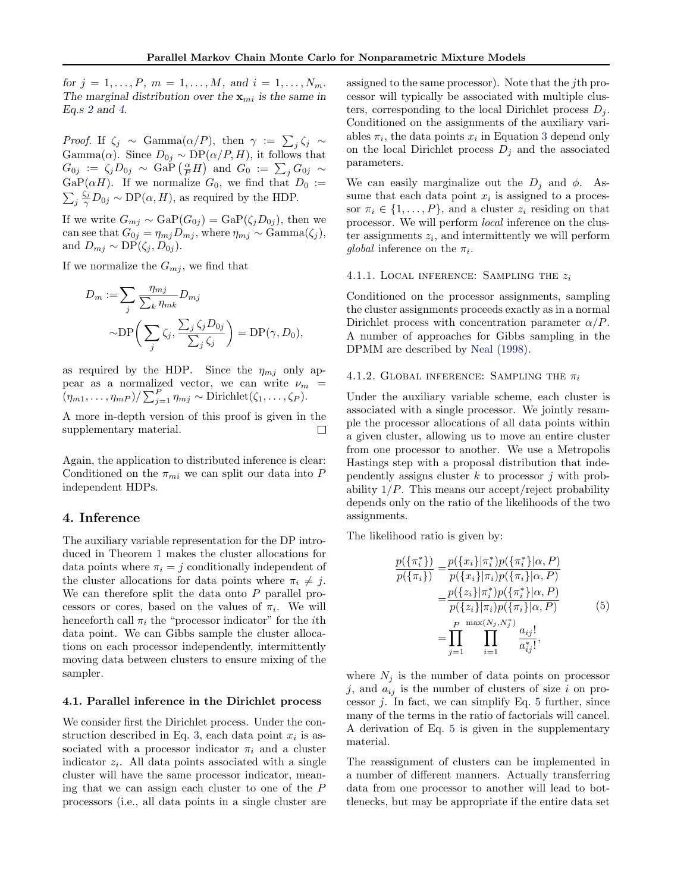*for $j = 1, \ldots, P$, $m = 1, \ldots, M$, and $i = 1, \ldots, N_m$. The marginal distribution over the $\mathbf{x}_{mi}$ is the same in Eq.s 2 and 4.*

*Proof.* If $\zeta_j \sim \text{Gamma}(\alpha/P)$, then $\gamma := \sum_j \zeta_j \sim \text{Gamma}(\alpha)$. Since $D_{0j} \sim \text{DP}(\alpha/P, H)$, it follows that $G_{0j} := \zeta_j D_{0j} \sim \text{GaP}\left(\frac{\alpha}{P} H\right)$ and $G_0 := \sum_j G_{0j} \sim \text{GaP}(\alpha H)$. If we normalize $G_0$, we find that $D_0 := \sum_j \frac{\zeta_j}{\gamma} D_{0j} \sim \text{DP}(\alpha, H)$, as required by the HDP.

If we write $G_{mj} \sim \text{GaP}(G_{0j}) = \text{GaP}(\zeta_j D_{0j})$, then we can see that $G_{0j} = \eta_{mj} D_{mj}$, where $\eta_{mj} \sim \text{Gamma}(\zeta_j)$, and $D_{mj} \sim \text{DP}(\zeta_j, D_{0j})$.

If we normalize the $G_{mj}$, we find that

$$
\begin{aligned}
D_m :=& \sum_j \frac{\eta_{mj}}{\sum_k \eta_{mk}} D_{mj} \\
&\sim \text{DP}\bigg( \sum_j \zeta_j, \frac{\sum_j \zeta_j D_{0j}}{\sum_j \zeta_j} \bigg) = \text{DP}(\gamma, D_0),
\end{aligned}
$$

as required by the HDP. Since the $\eta_{mj}$ only appear as a normalized vector, we can write $\nu_m = (\eta_{m1}, \ldots, \eta_{mP}) / \sum_{j=1}^P \eta_{mj} \sim \text{Dirichlet}(\zeta_1, \ldots, \zeta_P)$.

A more in-depth version of this proof is given in the supplementary material. $\square$

Again, the application to distributed inference is clear: Conditioned on the $\pi_{mi}$ we can split our data into $P$ independent HDPs.

## 4. Inference

The auxiliary variable representation for the DP introduced in Theorem 1 makes the cluster allocations for data points where $\pi_i = j$ conditionally independent of the cluster allocations for data points where $\pi_i \neq j$. We can therefore split the data onto $P$ parallel processors or cores, based on the values of $\pi_i$. We will henceforth call $\pi_i$ the "processor indicator" for the $i$th data point. We can Gibbs sample the cluster allocations on each processor independently, intermittently moving data between clusters to ensure mixing of the sampler.

### 4.1. Parallel inference in the Dirichlet process

We consider first the Dirichlet process. Under the construction described in Eq. 3, each data point $x_i$ is associated with a processor indicator $\pi_i$ and a cluster indicator $z_i$. All data points associated with a single cluster will have the same processor indicator, meaning that we can assign each cluster to one of the $P$ processors (i.e., all data points in a single cluster are assigned to the same processor). Note that the $j$th processor will typically be associated with multiple clusters, corresponding to the local Dirichlet process $D_j$. Conditioned on the assignments of the auxiliary variables $\pi_i$, the data points $x_i$ in Equation 3 depend only on the local Dirichlet process $D_j$ and the associated parameters.

We can easily marginalize out the $D_j$ and $\phi$. Assume that each data point $x_i$ is assigned to a processor $\pi_i \in \{1, \ldots, P\}$, and a cluster $z_i$ residing on that processor. We will perform *local* inference on the cluster assignments $z_i$, and intermittently we will perform *global* inference on the $\pi_i$.

#### 4.1.1. Local inference: Sampling the $z_i$

Conditioned on the processor assignments, sampling the cluster assignments proceeds exactly as in a normal Dirichlet process with concentration parameter $\alpha/P$. A number of approaches for Gibbs sampling in the DPMM are described by Neal (1998).

#### 4.1.2. Global inference: Sampling the $\pi_i$

Under the auxiliary variable scheme, each cluster is associated with a single processor. We jointly resample the processor allocations of all data points within a given cluster, allowing us to move an entire cluster from one processor to another. We use a Metropolis Hastings step with a proposal distribution that independently assigns cluster $k$ to processor $j$ with probability $1/P$. This means our accept/reject probability depends only on the ratio of the likelihoods of the two assignments.

The likelihood ratio is given by:

$$
\begin{aligned}
\frac{p(\{\pi_i^*\})}{p(\{\pi_i\})} =& \frac{p(\{x_i\}|\pi_i^*) p(\{\pi_i^*\}|\alpha, P)}{p(\{x_i\}|\pi_i) p(\{\pi_i\}|\alpha, P)} \\
=& \frac{p(\{z_i\}|\pi_i^*) p(\{\pi_i^*\}|\alpha, P)}{p(\{z_i\}|\pi_i) p(\{\pi_i\}|\alpha, P)} \\
=& \prod_{j=1}^{P} \prod_{i=1}^{\max(N_j, N_j^*)} \frac{a_{ij}!}{a_{ij}^*!},
\end{aligned} \tag{5}
$$

where $N_j$ is the number of data points on processor $j$, and $a_{ij}$ is the number of clusters of size $i$ on processor $j$. In fact, we can simplify Eq. 5 further, since many of the terms in the ratio of factorials will cancel. A derivation of Eq. 5 is given in the supplementary material.

The reassignment of clusters can be implemented in a number of different manners. Actually transferring data from one processor to another will lead to bottlenecks, but may be appropriate if the entire data set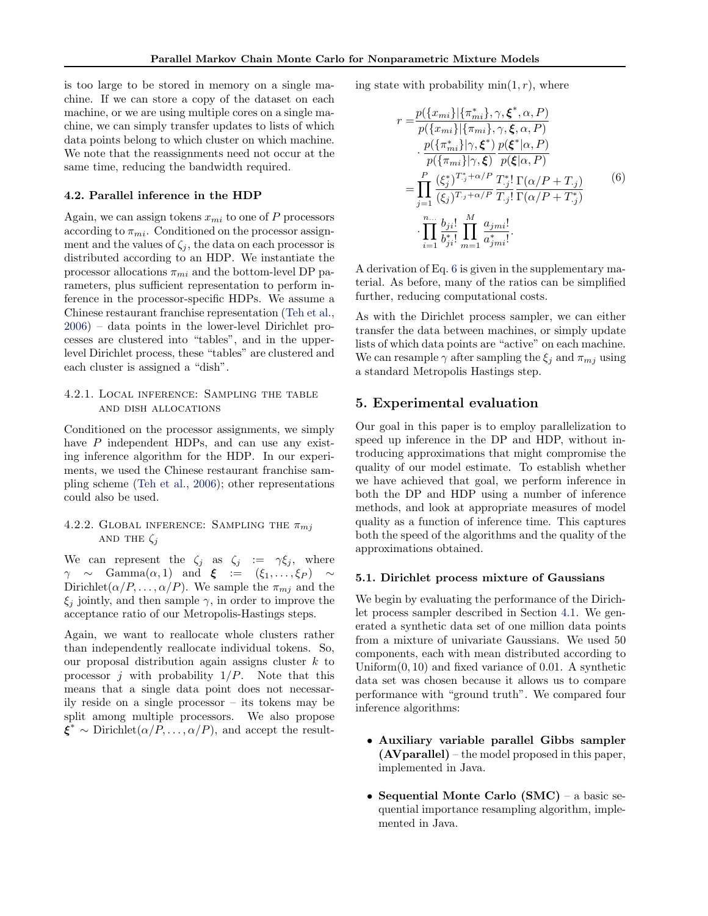is too large to be stored in memory on a single machine. If we can store a copy of the dataset on each machine, or we are using multiple cores on a single machine, we can simply transfer updates to lists of which data points belong to which cluster on which machine. We note that the reassignments need not occur at the same time, reducing the bandwidth required.

### 4.2. Parallel inference in the HDP

Again, we can assign tokens $x_{mi}$ to one of $P$ processors according to $\pi_{mi}$. Conditioned on the processor assignment and the values of $\zeta_j$, the data on each processor is distributed according to an HDP. We instantiate the processor allocations $\pi_{mi}$ and the bottom-level DP parameters, plus sufficient representation to perform inference in the processor-specific HDPs. We assume a Chinese restaurant franchise representation (Teh et al., 2006) – data points in the lower-level Dirichlet processes are clustered into "tables", and in the upper-level Dirichlet process, these "tables" are clustered and each cluster is assigned a "dish".

#### 4.2.1. Local inference: Sampling the table and dish allocations

Conditioned on the processor assignments, we simply have $P$ independent HDPs, and can use any existing inference algorithm for the HDP. In our experiments, we used the Chinese restaurant franchise sampling scheme (Teh et al., 2006); other representations could also be used.

#### 4.2.2. Global inference: Sampling the $\pi_{mj}$ and the $\zeta_j$

We can represent the $\zeta_j$ as $\zeta_j := \gamma\xi_j$, where $\gamma \sim \text{Gamma}(\alpha, 1)$ and $\boldsymbol{\xi} := (\xi_1, \dots, \xi_P) \sim \text{Dirichlet}(\alpha/P, \dots, \alpha/P)$. We sample the $\pi_{mj}$ and the $\xi_j$ jointly, and then sample $\gamma$, in order to improve the acceptance ratio of our Metropolis-Hastings steps.

Again, we want to reallocate whole clusters rather than independently reallocate individual tokens. So, our proposal distribution again assigns cluster $k$ to processor $j$ with probability $1/P$. Note that this means that a single data point does not necessarily reside on a single processor – its tokens may be split among multiple processors. We also propose $\boldsymbol{\xi}^* \sim \text{Dirichlet}(\alpha/P, \dots, \alpha/P)$, and accept the resulting state with probability $\min(1, r)$, where

$$
\begin{aligned}
r =& \frac{p(\{x_{mi}\}|\{\pi^*_{mi}\}, \gamma, \boldsymbol{\xi}^*, \alpha, P)}{p(\{x_{mi}\}|\{\pi_{mi}\}, \gamma, \boldsymbol{\xi}, \alpha, P)} \\
&\cdot \frac{p(\{\pi^*_{mi}\}|\gamma, \boldsymbol{\xi}^*)}{p(\{\pi_{mi}\}|\gamma, \boldsymbol{\xi})} \frac{p(\boldsymbol{\xi}^*|\alpha, P)}{p(\boldsymbol{\xi}|\alpha, P)} \\
=& \prod_{j=1}^{P} \frac{(\xi^*_j)^{T^*_{\cdot j}+\alpha/P}}{(\xi_j)^{T_{\cdot j}+\alpha/P}} \frac{T^*_{\cdot j}!}{T_{\cdot j}!} \frac{\Gamma(\alpha/P + T_{\cdot j})}{\Gamma(\alpha/P + T^*_{\cdot j})} \\
&\cdot \prod_{i=1}^{n_{\cdot\cdot\cdot}} \frac{b_{ji}!}{b^*_{ji}!} \prod_{m=1}^{M} \frac{a_{jmi}!}{a^*_{jmi}!}.
\end{aligned}
\tag{6}
$$

A derivation of Eq. 6 is given in the supplementary material. As before, many of the ratios can be simplified further, reducing computational costs.

As with the Dirichlet process sampler, we can either transfer the data between machines, or simply update lists of which data points are "active" on each machine. We can resample $\gamma$ after sampling the $\xi_j$ and $\pi_{mj}$ using a standard Metropolis Hastings step.

## 5. Experimental evaluation

Our goal in this paper is to employ parallelization to speed up inference in the DP and HDP, without introducing approximations that might compromise the quality of our model estimate. To establish whether we have achieved that goal, we perform inference in both the DP and HDP using a number of inference methods, and look at appropriate measures of model quality as a function of inference time. This captures both the speed of the algorithms and the quality of the approximations obtained.

### 5.1. Dirichlet process mixture of Gaussians

We begin by evaluating the performance of the Dirichlet process sampler described in Section 4.1. We generated a synthetic data set of one million data points from a mixture of univariate Gaussians. We used 50 components, each with mean distributed according to Uniform(0, 10) and fixed variance of 0.01. A synthetic data set was chosen because it allows us to compare performance with "ground truth". We compared four inference algorithms:

- **Auxiliary variable parallel Gibbs sampler (AVparallel)** – the model proposed in this paper, implemented in Java.
- **Sequential Monte Carlo (SMC)** – a basic sequential importance resampling algorithm, implemented in Java.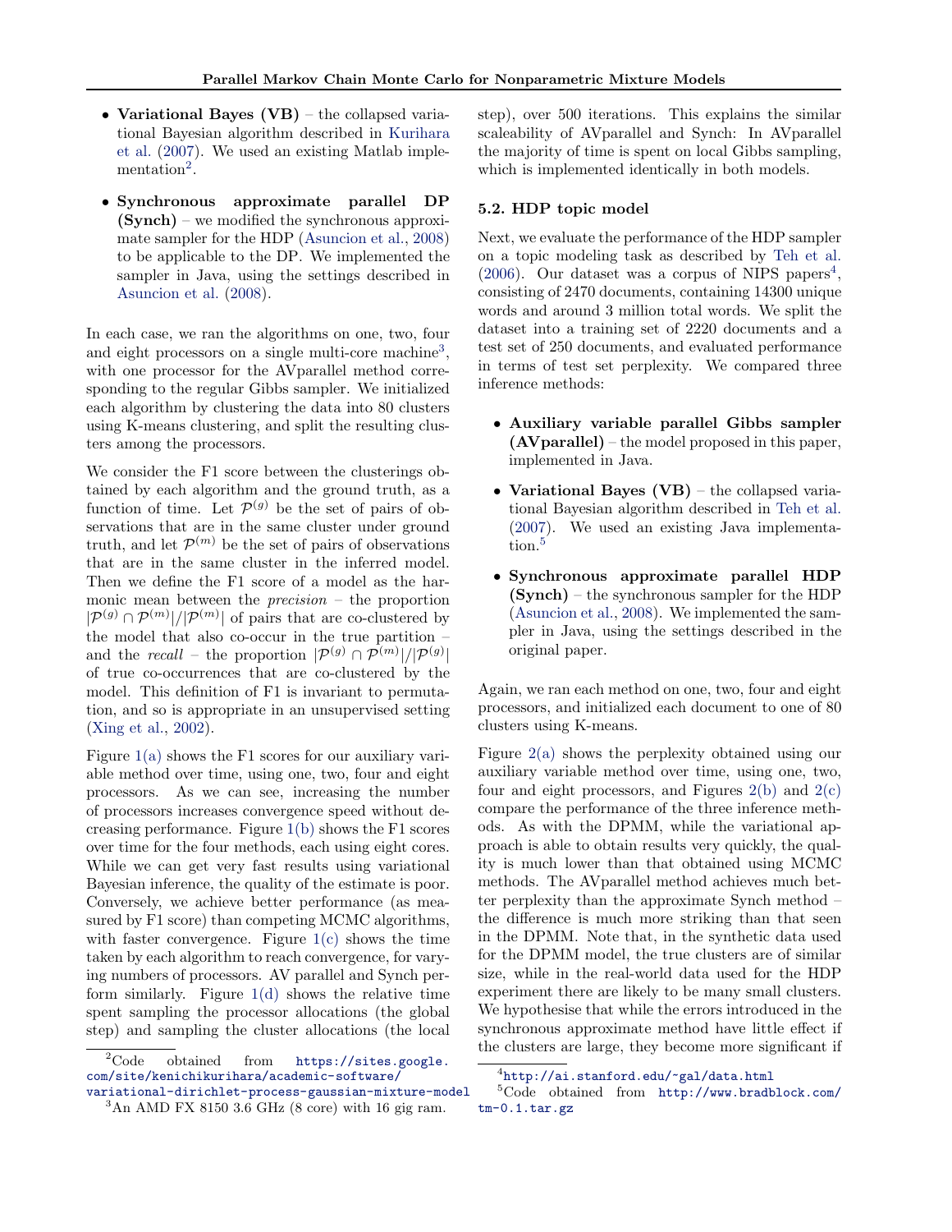- **Variational Bayes (VB)** – the collapsed variational Bayesian algorithm described in Kurihara et al. (2007). We used an existing Matlab implementation[2].

- **Synchronous approximate parallel DP (Synch)** – we modified the synchronous approximate sampler for the HDP (Asuncion et al., 2008) to be applicable to the DP. We implemented the sampler in Java, using the settings described in Asuncion et al. (2008).

In each case, we ran the algorithms on one, two, four and eight processors on a single multi-core machine[3], with one processor for the AVparallel method corresponding to the regular Gibbs sampler. We initialized each algorithm by clustering the data into 80 clusters using K-means clustering, and split the resulting clusters among the processors.

We consider the F1 score between the clusterings obtained by each algorithm and the ground truth, as a function of time. Let $\mathcal{P}^{(g)}$ be the set of pairs of observations that are in the same cluster under ground truth, and let $\mathcal{P}^{(m)}$ be the set of pairs of observations that are in the same cluster in the inferred model. Then we define the F1 score of a model as the harmonic mean between the *precision* – the proportion $|\mathcal{P}^{(g)} \cap \mathcal{P}^{(m)}|/|\mathcal{P}^{(m)}|$ of pairs that are co-clustered by the model that also co-occur in the true partition – and the *recall* – the proportion $|\mathcal{P}^{(g)} \cap \mathcal{P}^{(m)}|/|\mathcal{P}^{(g)}|$ of true co-occurrences that are co-clustered by the model. This definition of F1 is invariant to permutation, and so is appropriate in an unsupervised setting (Xing et al., 2002).

Figure 1(a) shows the F1 scores for our auxiliary variable method over time, using one, two, four and eight processors. As we can see, increasing the number of processors increases convergence speed without decreasing performance. Figure 1(b) shows the F1 scores over time for the four methods, each using eight cores. While we can get very fast results using variational Bayesian inference, the quality of the estimate is poor. Conversely, we achieve better performance (as measured by F1 score) than competing MCMC algorithms, with faster convergence. Figure 1(c) shows the time taken by each algorithm to reach convergence, for varying numbers of processors. AV parallel and Synch perform similarly. Figure 1(d) shows the relative time spent sampling the processor allocations (the global step) and sampling the cluster allocations (the local step), over 500 iterations. This explains the similar scaleability of AVparallel and Synch: In AVparallel the majority of time is spent on local Gibbs sampling, which is implemented identically in both models.

### 5.2. HDP topic model

Next, we evaluate the performance of the HDP sampler on a topic modeling task as described by Teh et al. (2006). Our dataset was a corpus of NIPS papers[4], consisting of 2470 documents, containing 14300 unique words and around 3 million total words. We split the dataset into a training set of 2220 documents and a test set of 250 documents, and evaluated performance in terms of test set perplexity. We compared three inference methods:

- **Auxiliary variable parallel Gibbs sampler (AVparallel)** – the model proposed in this paper, implemented in Java.

- **Variational Bayes (VB)** – the collapsed variational Bayesian algorithm described in Teh et al. (2007). We used an existing Java implementation.[5]

- **Synchronous approximate parallel HDP (Synch)** – the synchronous sampler for the HDP (Asuncion et al., 2008). We implemented the sampler in Java, using the settings described in the original paper.

Again, we ran each method on one, two, four and eight processors, and initialized each document to one of 80 clusters using K-means.

Figure 2(a) shows the perplexity obtained using our auxiliary variable method over time, using one, two, four and eight processors, and Figures 2(b) and 2(c) compare the performance of the three inference methods. As with the DPMM, while the variational approach is able to obtain results very quickly, the quality is much lower than that obtained using MCMC methods. The AVparallel method achieves much better perplexity than the approximate Synch method – the difference is much more striking than that seen in the DPMM. Note that, in the synthetic data used for the DPMM model, the true clusters are of similar size, while in the real-world data used for the HDP experiment there are likely to be many small clusters. We hypothesise that while the errors introduced in the synchronous approximate method have little effect if the clusters are large, they become more significant if

[2] Code obtained from `https://sites.google.com/site/kenichikurihara/academic-software/variational-dirichlet-process-gaussian-mixture-model`

[3] An AMD FX 8150 3.6 GHz (8 core) with 16 gig ram.

[4] `http://ai.stanford.edu/~gal/data.html`

[5] Code obtained from `http://www.bradblock.com/tm-0.1.tar.gz`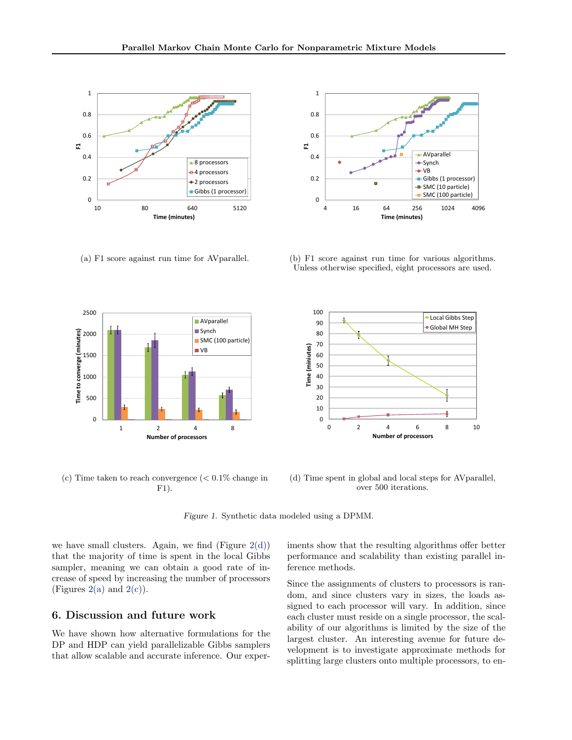(a) F1 score against run time for AVparallel.

(b) F1 score against run time for various algorithms. Unless otherwise specified, eight processors are used.

(c) Time taken to reach convergence (< 0.1% change in F1).

(d) Time spent in global and local steps for AVparallel, over 500 iterations.

*Figure 1.* Synthetic data modeled using a DPMM.

we have small clusters. Again, we find (Figure 2(d)) that the majority of time is spent in the local Gibbs sampler, meaning we can obtain a good rate of increase of speed by increasing the number of processors (Figures 2(a) and 2(c)).

## 6. Discussion and future work

We have shown how alternative formulations for the DP and HDP can yield parallelizable Gibbs samplers that allow scalable and accurate inference. Our experiments show that the resulting algorithms offer better performance and scalability than existing parallel inference methods.

Since the assignments of clusters to processors is random, and since clusters vary in sizes, the loads assigned to each processor will vary. In addition, since each cluster must reside on a single processor, the scalability of our algorithms is limited by the size of the largest cluster. An interesting avenue for future development is to investigate approximate methods for splitting large clusters onto multiple processors, to en-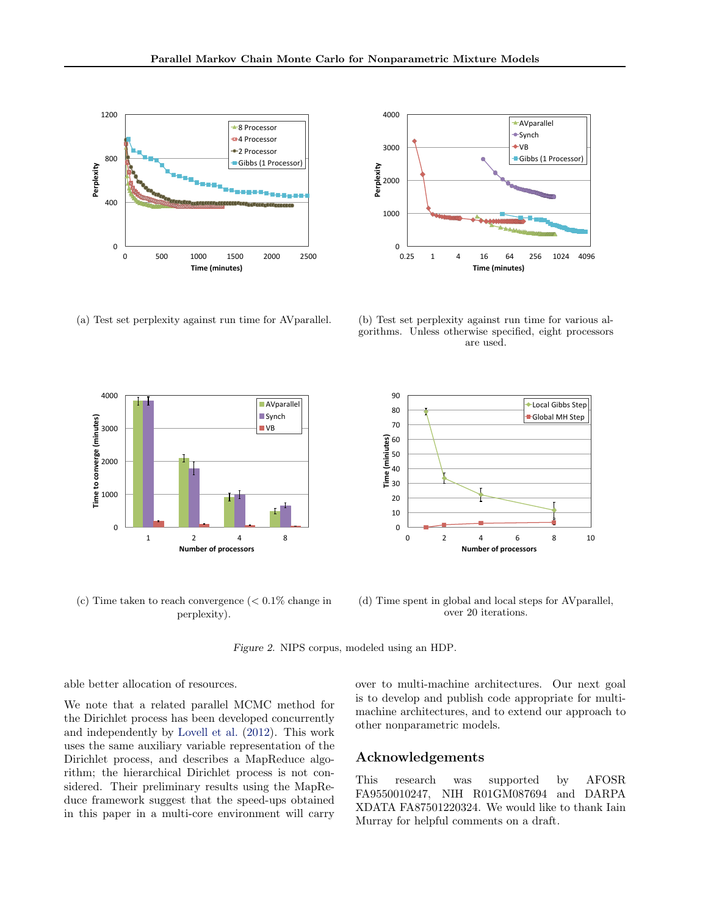(a) Test set perplexity against run time for AVparallel.

(b) Test set perplexity against run time for various algorithms. Unless otherwise specified, eight processors are used.

(c) Time taken to reach convergence (< 0.1% change in perplexity).

(d) Time spent in global and local steps for AVparallel, over 20 iterations.

*Figure 2.* NIPS corpus, modeled using an HDP.

able better allocation of resources.

We note that a related parallel MCMC method for the Dirichlet process has been developed concurrently and independently by Lovell et al. (2012). This work uses the same auxiliary variable representation of the Dirichlet process, and describes a MapReduce algorithm; the hierarchical Dirichlet process is not considered. Their preliminary results using the MapReduce framework suggest that the speed-ups obtained in this paper in a multi-core environment will carry over to multi-machine architectures. Our next goal is to develop and publish code appropriate for multi-machine architectures, and to extend our approach to other nonparametric models.

## Acknowledgements

This research was supported by AFOSR FA9550010247, NIH R01GM087694 and DARPA XDATA FA87501220324. We would like to thank Iain Murray for helpful comments on a draft.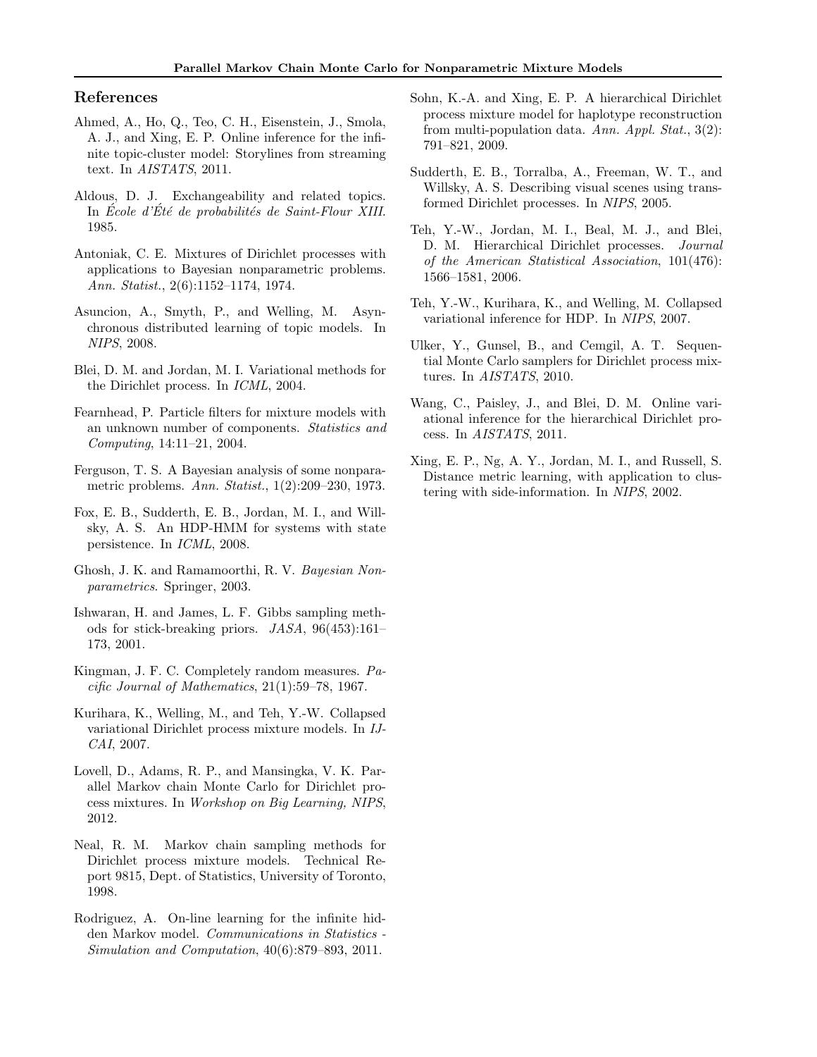## References

Ahmed, A., Ho, Q., Teo, C. H., Eisenstein, J., Smola, A. J., and Xing, E. P. Online inference for the infinite topic-cluster model: Storylines from streaming text. In *AISTATS*, 2011.

Aldous, D. J. Exchangeability and related topics. In *École d'Été de probabilités de Saint-Flour XIII*. 1985.

Antoniak, C. E. Mixtures of Dirichlet processes with applications to Bayesian nonparametric problems. *Ann. Statist.*, 2(6):1152–1174, 1974.

Asuncion, A., Smyth, P., and Welling, M. Asynchronous distributed learning of topic models. In *NIPS*, 2008.

Blei, D. M. and Jordan, M. I. Variational methods for the Dirichlet process. In *ICML*, 2004.

Fearnhead, P. Particle filters for mixture models with an unknown number of components. *Statistics and Computing*, 14:11–21, 2004.

Ferguson, T. S. A Bayesian analysis of some nonparametric problems. *Ann. Statist.*, 1(2):209–230, 1973.

Fox, E. B., Sudderth, E. B., Jordan, M. I., and Willsky, A. S. An HDP-HMM for systems with state persistence. In *ICML*, 2008.

Ghosh, J. K. and Ramamoorthi, R. V. *Bayesian Nonparametrics*. Springer, 2003.

Ishwaran, H. and James, L. F. Gibbs sampling methods for stick-breaking priors. *JASA*, 96(453):161–173, 2001.

Kingman, J. F. C. Completely random measures. *Pacific Journal of Mathematics*, 21(1):59–78, 1967.

Kurihara, K., Welling, M., and Teh, Y.-W. Collapsed variational Dirichlet process mixture models. In *IJCAI*, 2007.

Lovell, D., Adams, R. P., and Mansingka, V. K. Parallel Markov chain Monte Carlo for Dirichlet process mixtures. In *Workshop on Big Learning, NIPS*, 2012.

Neal, R. M. Markov chain sampling methods for Dirichlet process mixture models. Technical Report 9815, Dept. of Statistics, University of Toronto, 1998.

Rodriguez, A. On-line learning for the infinite hidden Markov model. *Communications in Statistics - Simulation and Computation*, 40(6):879–893, 2011.

Sohn, K.-A. and Xing, E. P. A hierarchical Dirichlet process mixture model for haplotype reconstruction from multi-population data. *Ann. Appl. Stat.*, 3(2):791–821, 2009.

Sudderth, E. B., Torralba, A., Freeman, W. T., and Willsky, A. S. Describing visual scenes using transformed Dirichlet processes. In *NIPS*, 2005.

Teh, Y.-W., Jordan, M. I., Beal, M. J., and Blei, D. M. Hierarchical Dirichlet processes. *Journal of the American Statistical Association*, 101(476):1566–1581, 2006.

Teh, Y.-W., Kurihara, K., and Welling, M. Collapsed variational inference for HDP. In *NIPS*, 2007.

Ulker, Y., Gunsel, B., and Cemgil, A. T. Sequential Monte Carlo samplers for Dirichlet process mixtures. In *AISTATS*, 2010.

Wang, C., Paisley, J., and Blei, D. M. Online variational inference for the hierarchical Dirichlet process. In *AISTATS*, 2011.

Xing, E. P., Ng, A. Y., Jordan, M. I., and Russell, S. Distance metric learning, with application to clustering with side-information. In *NIPS*, 2002.